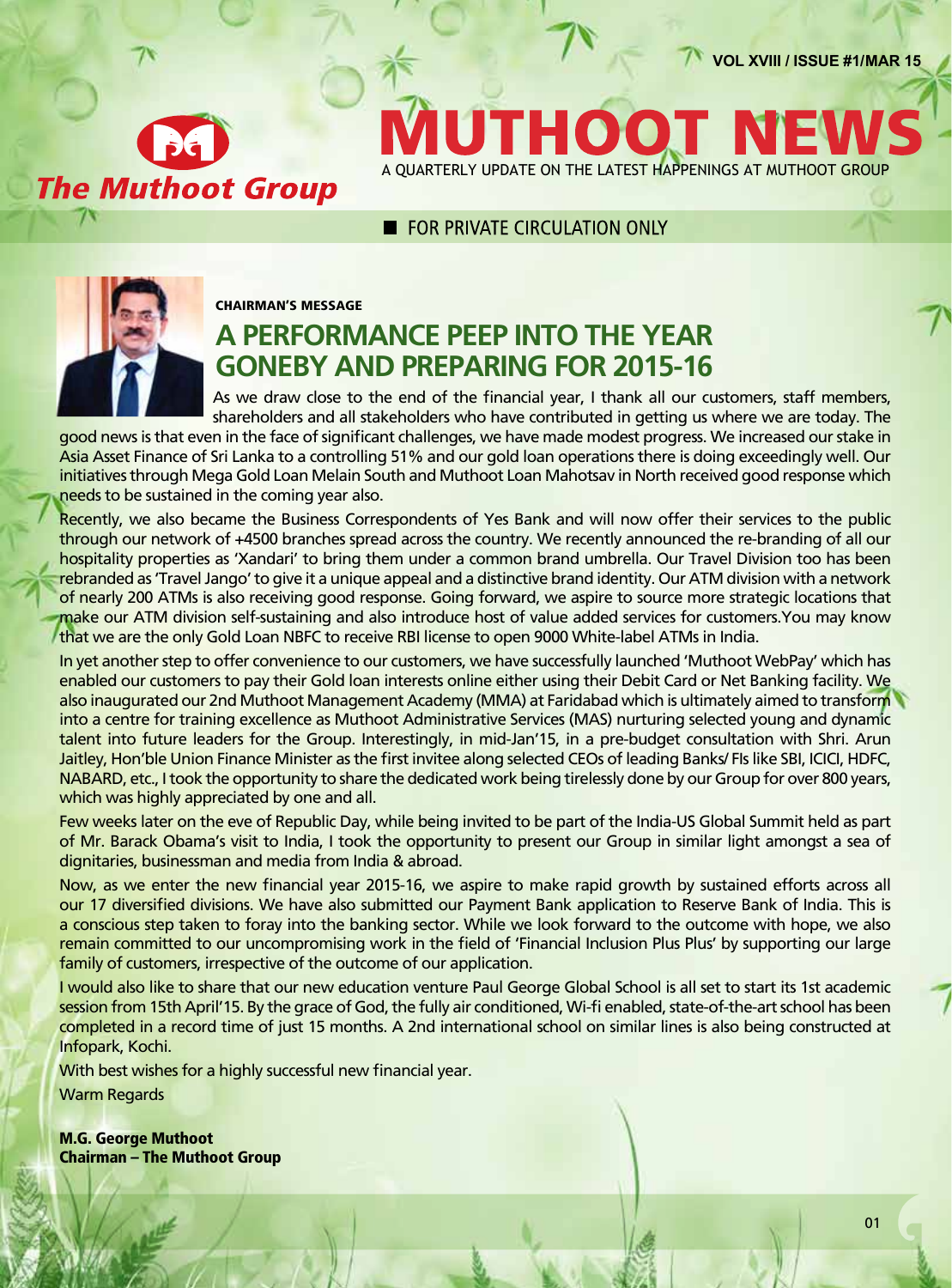# MUTHOOT NEWS

A QUARTERLY UPDATE ON THE LATEST HAPPENINGS AT MUTHOOT GROUP

The Muthoot Group

VOL XVIII / ISSUE #1/MAR 15

■ FOR PRIVATE CIRCULATION ONLY

**CHAIRMAN'S MESSAGE**

## A PERFORMANCE PEEP INTO THE YEAR GONEBY AND PREPARING FOR 2015-16

As we draw close to the end of the financial year, I thank all our customers, staff members, shareholders and all stakeholders who have contributed in getting us where we are today. The good news is that even in the face of significant challenges, we have made modest progress. We increased our stake in Asia Asset Finance of Sri Lanka to a controlling 51% and our gold loan operations there is doing exceedingly well. Our initiatives through Mega Gold Loan Melain South and Muthoot Loan Mahotsav in North received good response which needs to be sustained in the coming year also.

Recently, we also became the Business Correspondents of Yes Bank and will now offer their services to the public through our network of +4500 branches spread across the country. We recently announced the re-branding of all our hospitality properties as 'Xandari' to bring them under a common brand umbrella. Our Travel Division too has been rebranded as 'Travel Jango' to give it a unique appeal and a distinctive brand identity. Our ATM division with a network of nearly 200 ATMs is also receiving good response. Going forward, we aspire to source more strategic locations that make our ATM division self-sustaining and also introduce host of value added services for customers.You may know that we are the only Gold Loan NBFC to receive RBI license to open 9000 White-label ATMs in India.

In yet another step to offer convenience to our customers, we have successfully launched 'Muthoot WebPay' which has enabled our customers to pay their Gold loan interests online either using their Debit Card or Net Banking facility. We also inaugurated our 2nd Muthoot Management Academy (MMA) at Faridabad which is ultimately aimed to transform into a centre for training excellence as Muthoot Administrative Services (MAS) nurturing selected young and dynamic talent into future leaders for the Group. Interestingly, in mid-Jan'15, in a pre-budget consultation with Shri. Arun Jaitley, Hon'ble Union Finance Minister as the first invitee along selected CEOs of leading Banks/ FIs like SBI, ICICI, HDFC, NABARD, etc., I took the opportunity to share the dedicated work being tirelessly done by our Group for over 800 years, which was highly appreciated by one and all.

Few weeks later on the eve of Republic Day, while being invited to be part of the India-US Global Summit held as part of Mr. Barack Obama's visit to India, I took the opportunity to present our Group in similar light amongst a sea of dignitaries, businessman and media from India & abroad.

Now, as we enter the new financial year 2015-16, we aspire to make rapid growth by sustained efforts across all our 17 diversified divisions. We have also submitted our Payment Bank application to Reserve Bank of India. This is a conscious step taken to foray into the banking sector. While we look forward to the outcome with hope, we also remain committed to our uncompromising work in the field of 'Financial Inclusion Plus Plus' by supporting our large family of customers, irrespective of the outcome of our application.

I would also like to share that our new education venture Paul George Global School is all set to start its 1st academic session from 15th April'15. By the grace of God, the fully air conditioned, Wi-fi enabled, state-of-the-art school has been completed in a record time of just 15 months. A 2nd international school on similar lines is also being constructed at Infopark, Kochi.

With best wishes for a highly successful new financial year.

Warm Regards

**M.G. George Muthoot**
**Chairman – The Muthoot Group**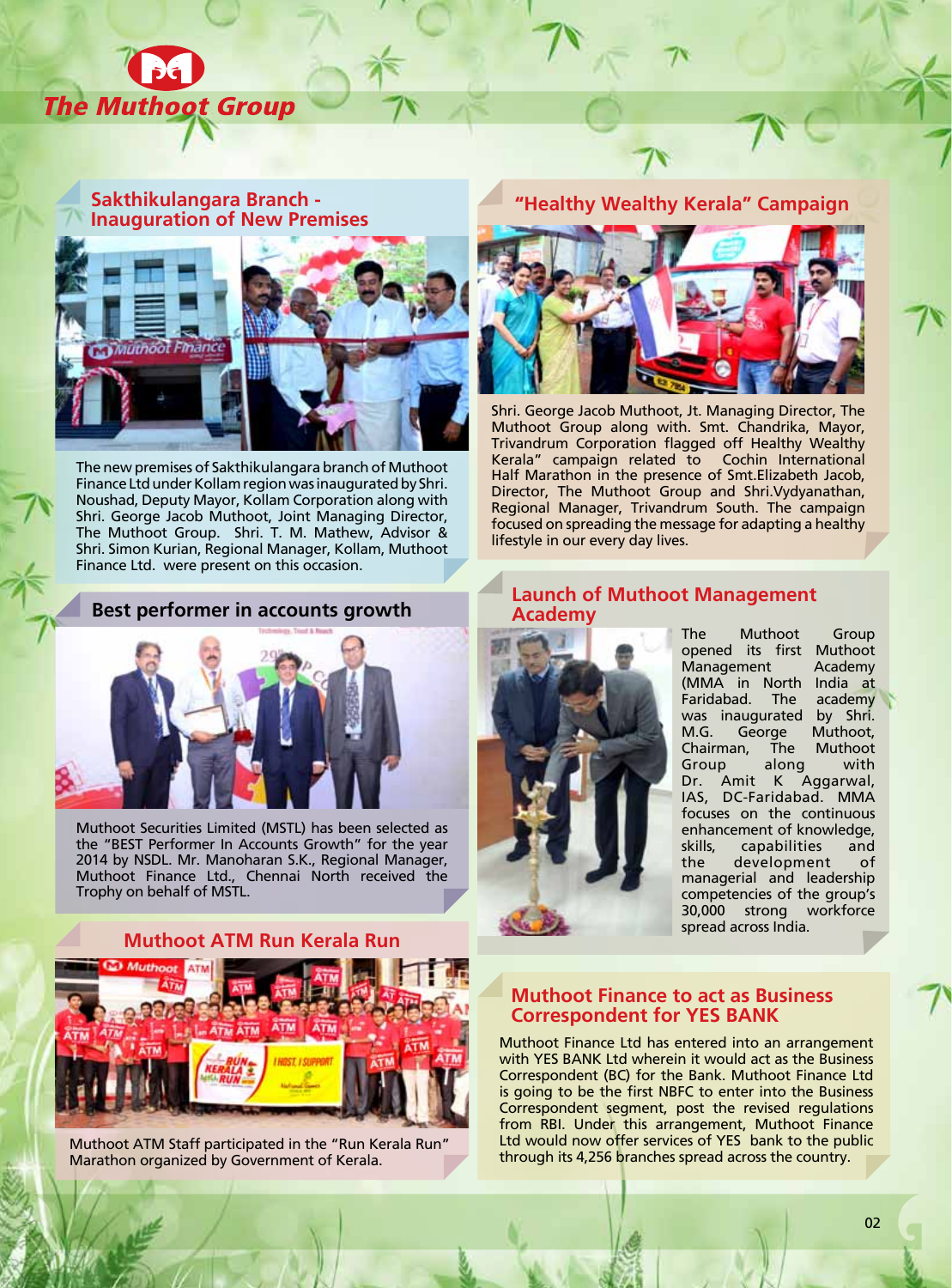## Sakthikulangara Branch - Inauguration of New Premises

The new premises of Sakthikulangara branch of Muthoot Finance Ltd under Kollam region was inaugurated by Shri. Noushad, Deputy Mayor, Kollam Corporation along with Shri. George Jacob Muthoot, Joint Managing Director, The Muthoot Group. Shri. T. M. Mathew, Advisor & Shri. Simon Kurian, Regional Manager, Kollam, Muthoot Finance Ltd. were present on this occasion.

## Best performer in accounts growth

Muthoot Securities Limited (MSTL) has been selected as the "BEST Performer In Accounts Growth" for the year 2014 by NSDL. Mr. Manoharan S.K., Regional Manager, Muthoot Finance Ltd., Chennai North received the Trophy on behalf of MSTL.

## Muthoot ATM Run Kerala Run

Muthoot ATM Staff participated in the "Run Kerala Run" Marathon organized by Government of Kerala.

## "Healthy Wealthy Kerala" Campaign

Shri. George Jacob Muthoot, Jt. Managing Director, The Muthoot Group along with. Smt. Chandrika, Mayor, Trivandrum Corporation flagged off Healthy Wealthy Kerala" campaign related to Cochin International Half Marathon in the presence of Smt.Elizabeth Jacob, Director, The Muthoot Group and Shri.Vydyanathan, Regional Manager, Trivandrum South. The campaign focused on spreading the message for adapting a healthy lifestyle in our every day lives.

## Launch of Muthoot Management Academy

The Muthoot Group opened its first Muthoot Management Academy (MMA in North India at Faridabad. The academy was inaugurated by Shri. M.G. George Muthoot, Chairman, The Muthoot Group along with Dr. Amit K Aggarwal, IAS, DC-Faridabad. MMA focuses on the continuous enhancement of knowledge, skills, capabilities and the development of managerial and leadership competencies of the group's 30,000 strong workforce spread across India.

## Muthoot Finance to act as Business Correspondent for YES BANK

Muthoot Finance Ltd has entered into an arrangement with YES BANK Ltd wherein it would act as the Business Correspondent (BC) for the Bank. Muthoot Finance Ltd is going to be the first NBFC to enter into the Business Correspondent segment, post the revised regulations from RBI. Under this arrangement, Muthoot Finance Ltd would now offer services of YES bank to the public through its 4,256 branches spread across the country.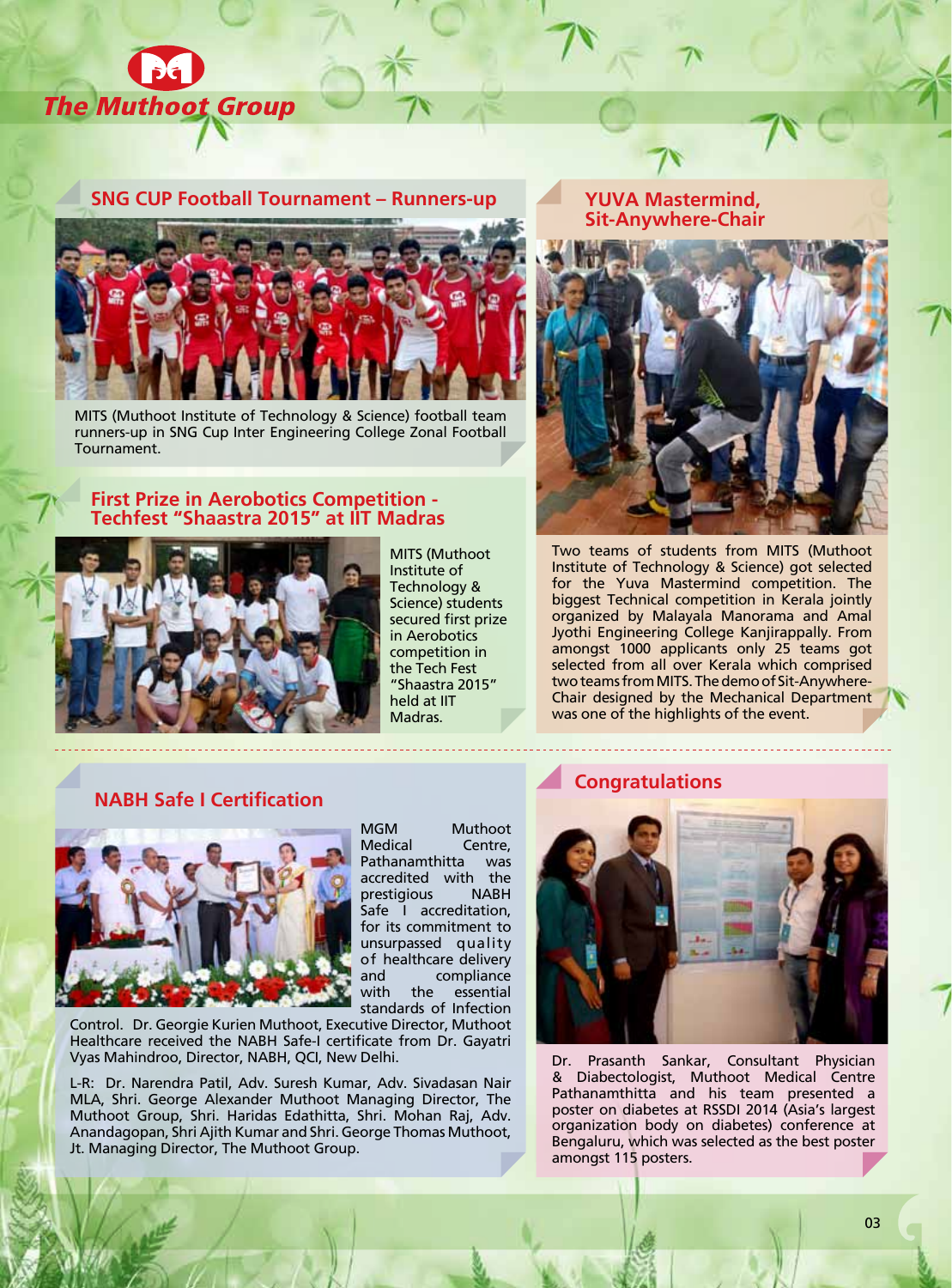## SNG CUP Football Tournament – Runners-up

MITS (Muthoot Institute of Technology & Science) football team runners-up in SNG Cup Inter Engineering College Zonal Football Tournament.

## First Prize in Aerobotics Competition - Techfest "Shaastra 2015" at IIT Madras

MITS (Muthoot Institute of Technology & Science) students secured first prize in Aerobotics competition in the Tech Fest "Shaastra 2015" held at IIT Madras.

## YUVA Mastermind, Sit-Anywhere-Chair

Two teams of students from MITS (Muthoot Institute of Technology & Science) got selected for the Yuva Mastermind competition. The biggest Technical competition in Kerala jointly organized by Malayala Manorama and Amal Jyothi Engineering College Kanjirappally. From amongst 1000 applicants only 25 teams got selected from all over Kerala which comprised two teams from MITS. The demo of Sit-Anywhere-Chair designed by the Mechanical Department was one of the highlights of the event.

## NABH Safe I Certification

MGM Muthoot Medical Centre, Pathanamthitta was accredited with the prestigious NABH Safe I accreditation, for its commitment to unsurpassed quality of healthcare delivery and compliance with the essential standards of Infection Control. Dr. Georgie Kurien Muthoot, Executive Director, Muthoot Healthcare received the NABH Safe-I certificate from Dr. Gayatri Vyas Mahindroo, Director, NABH, QCI, New Delhi.

L-R: Dr. Narendra Patil, Adv. Suresh Kumar, Adv. Sivadasan Nair MLA, Shri. George Alexander Muthoot Managing Director, The Muthoot Group, Shri. Haridas Edathitta, Shri. Mohan Raj, Adv. Anandagopan, Shri Ajith Kumar and Shri. George Thomas Muthoot, Jt. Managing Director, The Muthoot Group.

## Congratulations

Dr. Prasanth Sankar, Consultant Physician & Diabectologist, Muthoot Medical Centre Pathanamthitta and his team presented a poster on diabetes at RSSDI 2014 (Asia's largest organization body on diabetes) conference at Bengaluru, which was selected as the best poster amongst 115 posters.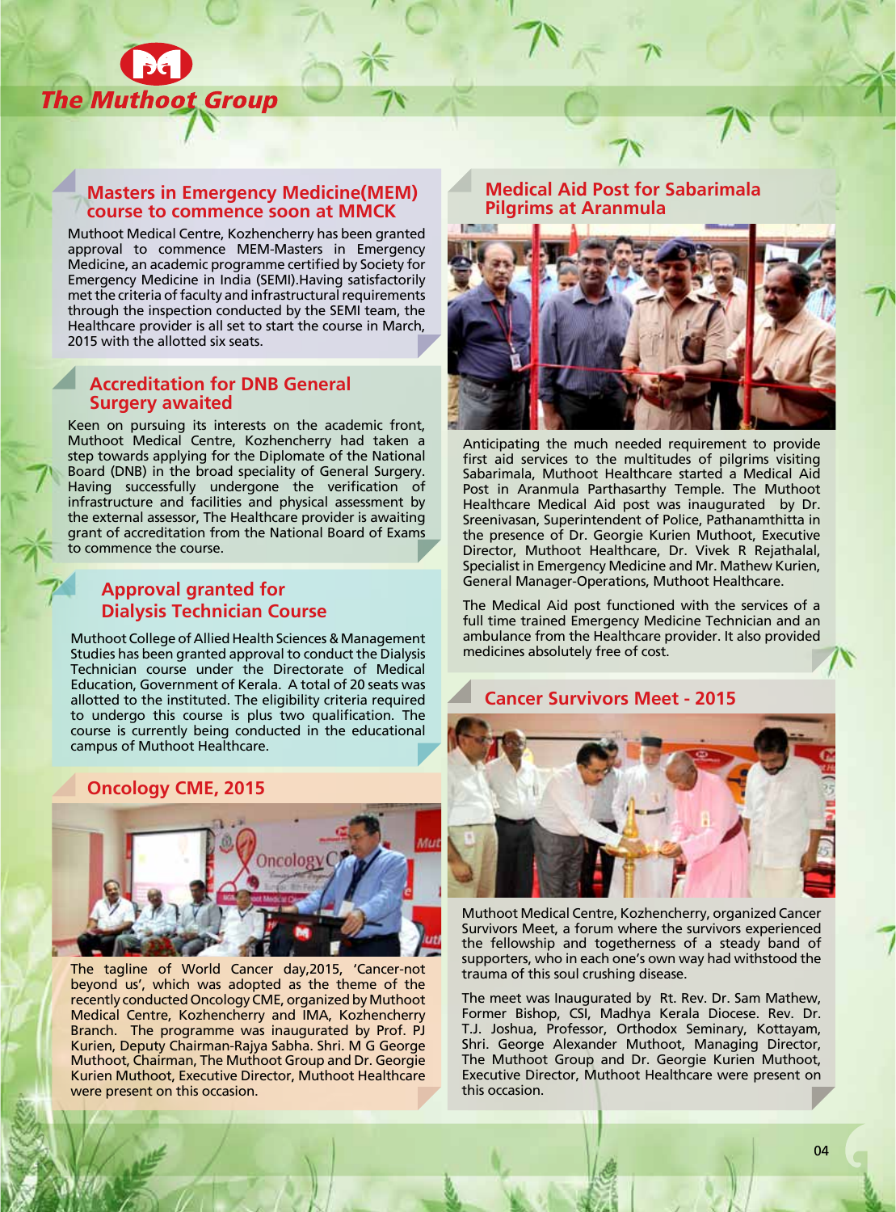## Masters in Emergency Medicine(MEM) course to commence soon at MMCK

Muthoot Medical Centre, Kozhencherry has been granted approval to commence MEM-Masters in Emergency Medicine, an academic programme certified by Society for Emergency Medicine in India (SEMI).Having satisfactorily met the criteria of faculty and infrastructural requirements through the inspection conducted by the SEMI team, the Healthcare provider is all set to start the course in March, 2015 with the allotted six seats.

## Accreditation for DNB General Surgery awaited

Keen on pursuing its interests on the academic front, Muthoot Medical Centre, Kozhencherry had taken a step towards applying for the Diplomate of the National Board (DNB) in the broad speciality of General Surgery. Having successfully undergone the verification of infrastructure and facilities and physical assessment by the external assessor, The Healthcare provider is awaiting grant of accreditation from the National Board of Exams to commence the course.

## Approval granted for Dialysis Technician Course

Muthoot College of Allied Health Sciences & Management Studies has been granted approval to conduct the Dialysis Technician course under the Directorate of Medical Education, Government of Kerala. A total of 20 seats was allotted to the instituted. The eligibility criteria required to undergo this course is plus two qualification. The course is currently being conducted in the educational campus of Muthoot Healthcare.

## Oncology CME, 2015

The tagline of World Cancer day,2015, 'Cancer-not beyond us', which was adopted as the theme of the recently conducted Oncology CME, organized by Muthoot Medical Centre, Kozhencherry and IMA, Kozhencherry Branch. The programme was inaugurated by Prof. PJ Kurien, Deputy Chairman-Rajya Sabha. Shri. M G George Muthoot, Chairman, The Muthoot Group and Dr. Georgie Kurien Muthoot, Executive Director, Muthoot Healthcare were present on this occasion.

## Medical Aid Post for Sabarimala Pilgrims at Aranmula

Anticipating the much needed requirement to provide first aid services to the multitudes of pilgrims visiting Sabarimala, Muthoot Healthcare started a Medical Aid Post in Aranmula Parthasarthy Temple. The Muthoot Healthcare Medical Aid post was inaugurated by Dr. Sreenivasan, Superintendent of Police, Pathanamthitta in the presence of Dr. Georgie Kurien Muthoot, Executive Director, Muthoot Healthcare, Dr. Vivek R Rejathalal, Specialist in Emergency Medicine and Mr. Mathew Kurien, General Manager-Operations, Muthoot Healthcare.

The Medical Aid post functioned with the services of a full time trained Emergency Medicine Technician and an ambulance from the Healthcare provider. It also provided medicines absolutely free of cost.

## Cancer Survivors Meet - 2015

Muthoot Medical Centre, Kozhencherry, organized Cancer Survivors Meet, a forum where the survivors experienced the fellowship and togetherness of a steady band of supporters, who in each one's own way had withstood the trauma of this soul crushing disease.

The meet was Inaugurated by Rt. Rev. Dr. Sam Mathew, Former Bishop, CSI, Madhya Kerala Diocese. Rev. Dr. T.J. Joshua, Professor, Orthodox Seminary, Kottayam, Shri. George Alexander Muthoot, Managing Director, The Muthoot Group and Dr. Georgie Kurien Muthoot, Executive Director, Muthoot Healthcare were present on this occasion.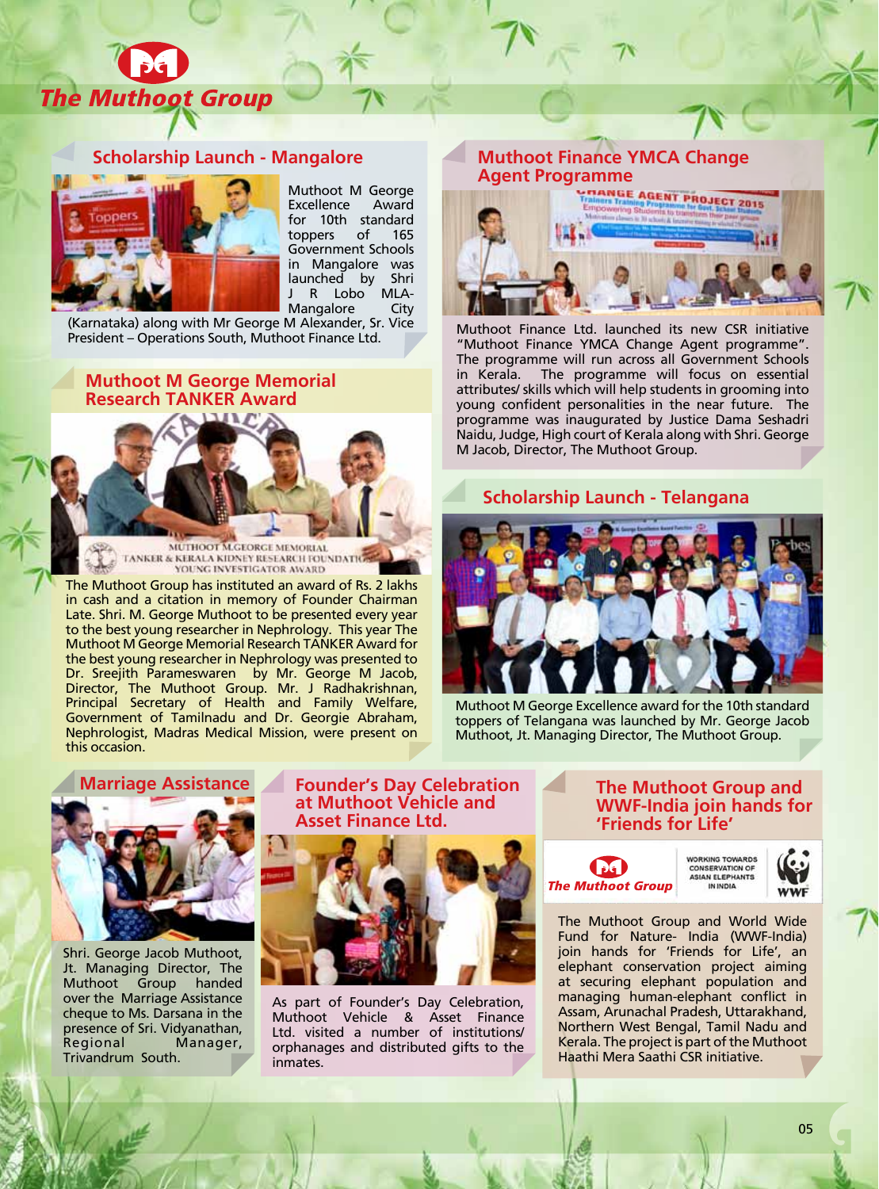# The Muthoot Group

## Scholarship Launch - Mangalore

Muthoot M George Excellence Award for 10th standard toppers of 165 Government Schools in Mangalore was launched by Shri J R Lobo MLA-Mangalore City (Karnataka) along with Mr George M Alexander, Sr. Vice President – Operations South, Muthoot Finance Ltd.

## Muthoot M George Memorial Research TANKER Award

The Muthoot Group has instituted an award of Rs. 2 lakhs in cash and a citation in memory of Founder Chairman Late. Shri. M. George Muthoot to be presented every year to the best young researcher in Nephrology. This year The Muthoot M George Memorial Research TANKER Award for the best young researcher in Nephrology was presented to Dr. Sreejith Parameswaren by Mr. George M Jacob, Director, The Muthoot Group. Mr. J Radhakrishnan, Principal Secretary of Health and Family Welfare, Government of Tamilnadu and Dr. Georgie Abraham, Nephrologist, Madras Medical Mission, were present on this occasion.

## Muthoot Finance YMCA Change Agent Programme

Muthoot Finance Ltd. launched its new CSR initiative "Muthoot Finance YMCA Change Agent programme". The programme will run across all Government Schools in Kerala. The programme will focus on essential attributes/ skills which will help students in grooming into young confident personalities in the near future. The programme was inaugurated by Justice Dama Seshadri Naidu, Judge, High court of Kerala along with Shri. George M Jacob, Director, The Muthoot Group.

## Scholarship Launch - Telangana

Muthoot M George Excellence award for the 10th standard toppers of Telangana was launched by Mr. George Jacob Muthoot, Jt. Managing Director, The Muthoot Group.

## Marriage Assistance

Shri. George Jacob Muthoot, Jt. Managing Director, The Muthoot Group handed over the Marriage Assistance cheque to Ms. Darsana in the presence of Sri. Vidyanathan, Regional Manager, Trivandrum South.

## Founder's Day Celebration at Muthoot Vehicle and Asset Finance Ltd.

As part of Founder's Day Celebration, Muthoot Vehicle & Asset Finance Ltd. visited a number of institutions/ orphanages and distributed gifts to the inmates.

## The Muthoot Group and WWF-India join hands for 'Friends for Life'

The Muthoot Group and World Wide Fund for Nature- India (WWF-India) join hands for 'Friends for Life', an elephant conservation project aiming at securing elephant population and managing human-elephant conflict in Assam, Arunachal Pradesh, Uttarakhand, Northern West Bengal, Tamil Nadu and Kerala. The project is part of the Muthoot Haathi Mera Saathi CSR initiative.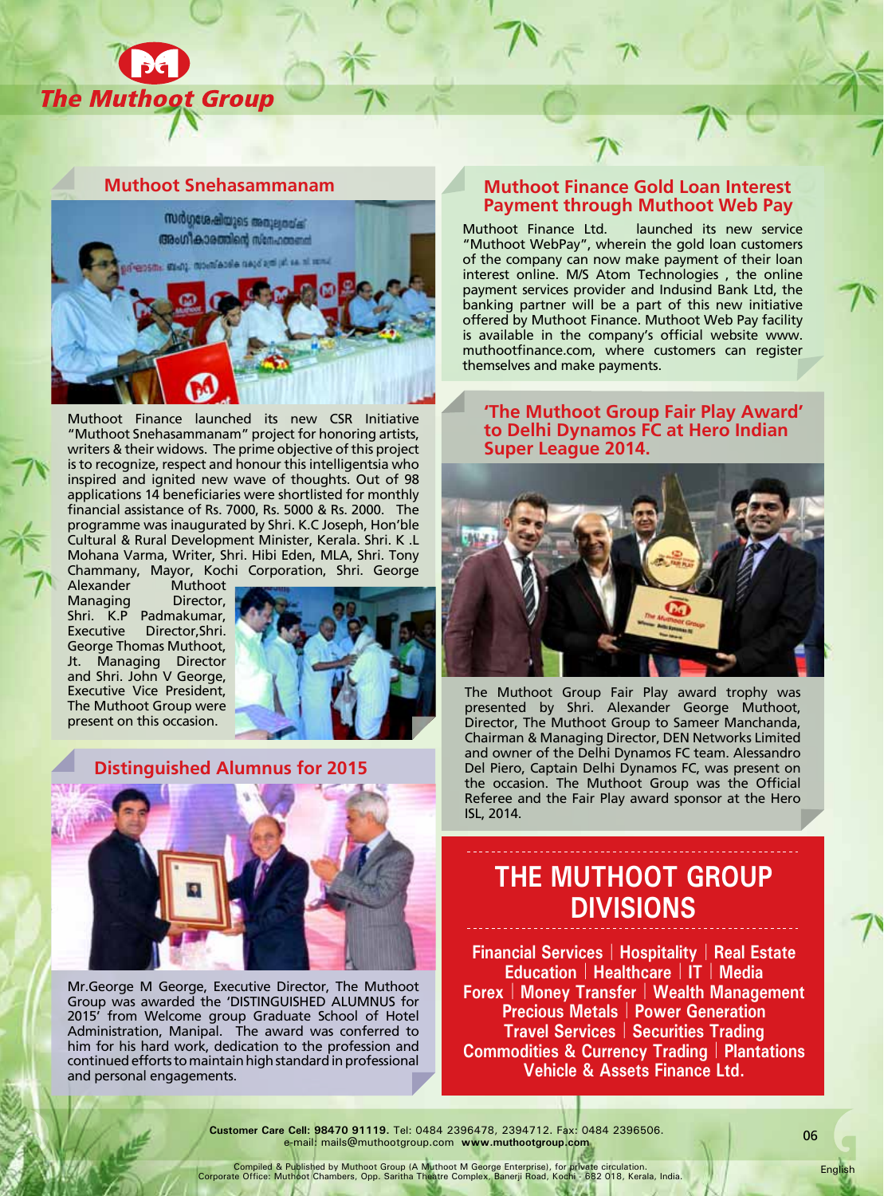## Muthoot Snehasammanam

Muthoot Finance launched its new CSR Initiative "Muthoot Snehasammanam" project for honoring artists, writers & their widows. The prime objective of this project is to recognize, respect and honour this intelligentsia who inspired and ignited new wave of thoughts. Out of 98 applications 14 beneficiaries were shortlisted for monthly financial assistance of Rs. 7000, Rs. 5000 & Rs. 2000. The programme was inaugurated by Shri. K.C Joseph, Hon'ble Cultural & Rural Development Minister, Kerala. Shri. K .L Mohana Varma, Writer, Shri. Hibi Eden, MLA, Shri. Tony Chammany, Mayor, Kochi Corporation, Shri. George Alexander Muthoot Managing Director, Shri. K.P Padmakumar, Executive Director,Shri. George Thomas Muthoot, Jt. Managing Director and Shri. John V George, Executive Vice President, The Muthoot Group were present on this occasion.

## Distinguished Alumnus for 2015

Mr.George M George, Executive Director, The Muthoot Group was awarded the 'DISTINGUISHED ALUMNUS for 2015' from Welcome group Graduate School of Hotel Administration, Manipal. The award was conferred to him for his hard work, dedication to the profession and continued efforts to maintain high standard in professional and personal engagements.

## Muthoot Finance Gold Loan Interest Payment through Muthoot Web Pay

Muthoot Finance Ltd. launched its new service "Muthoot WebPay", wherein the gold loan customers of the company can now make payment of their loan interest online. M/S Atom Technologies , the online payment services provider and Indusind Bank Ltd, the banking partner will be a part of this new initiative offered by Muthoot Finance. Muthoot Web Pay facility is available in the company's official website www.muthootfinance.com, where customers can register themselves and make payments.

## 'The Muthoot Group Fair Play Award' to Delhi Dynamos FC at Hero Indian Super League 2014.

The Muthoot Group Fair Play award trophy was presented by Shri. Alexander George Muthoot, Director, The Muthoot Group to Sameer Manchanda, Chairman & Managing Director, DEN Networks Limited and owner of the Delhi Dynamos FC team. Alessandro Del Piero, Captain Delhi Dynamos FC, was present on the occasion. The Muthoot Group was the Official Referee and the Fair Play award sponsor at the Hero ISL, 2014.

## THE MUTHOOT GROUP DIVISIONS

Financial Services | Hospitality | Real Estate
Education | Healthcare | IT | Media
Forex | Money Transfer | Wealth Management
Precious Metals | Power Generation
Travel Services | Securities Trading
Commodities & Currency Trading | Plantations
Vehicle & Assets Finance Ltd.

**Customer Care Cell: 98470 91119.** Tel: 0484 2396478, 2394712. Fax: 0484 2396506.
e-mail: mails@muthootgroup.com **www.muthootgroup.com**

Compiled & Published by Muthoot Group (A Muthoot M George Enterprise), for private circulation.
Corporate Office: Muthoot Chambers, Opp. Saritha Theatre Complex, Banerji Road, Kochi - 682 018, Kerala, India.